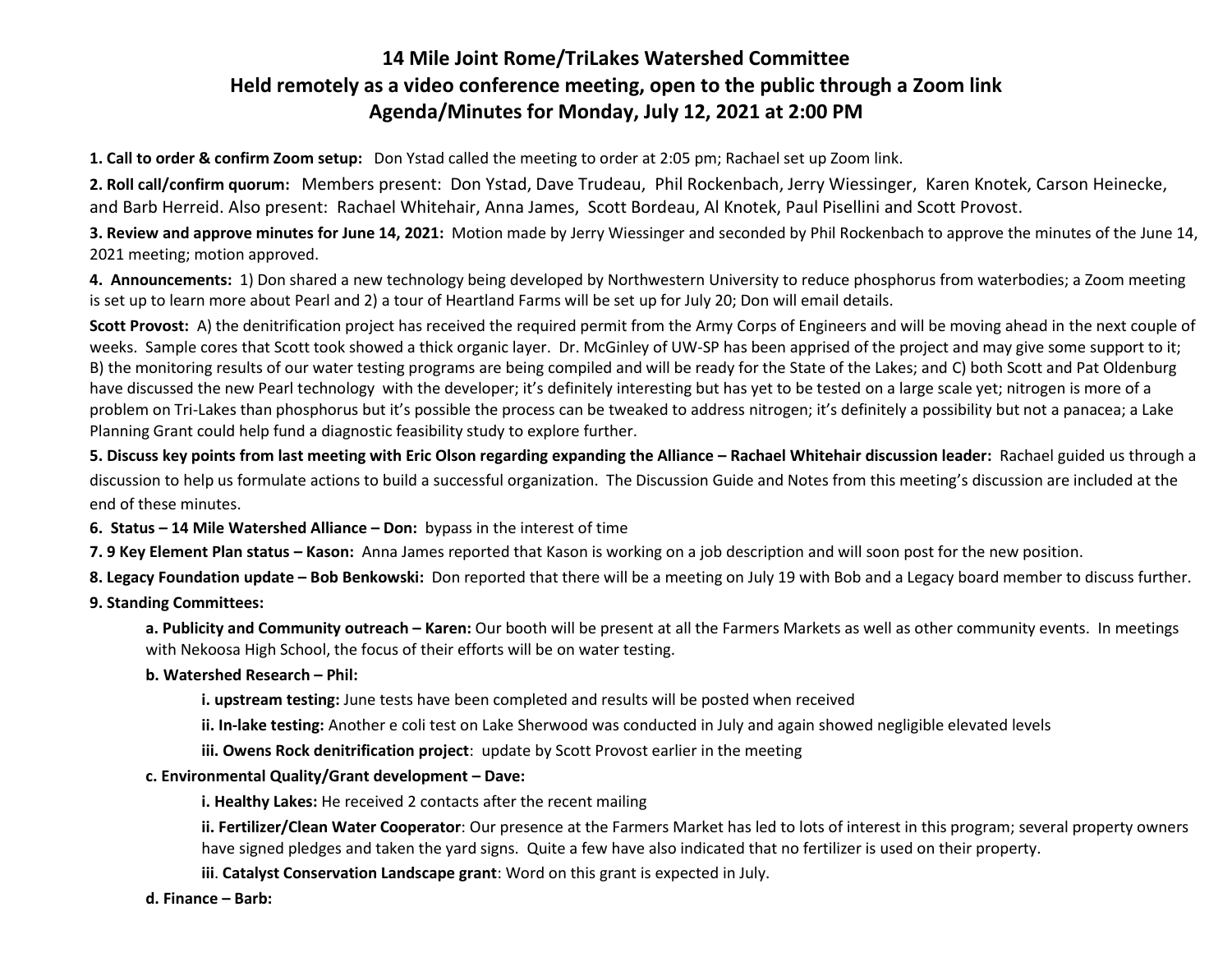# 14 Mile Joint Rome/TriLakes Watershed Committee
## Held remotely as a video conference meeting, open to the public through a Zoom link
## Agenda/Minutes for Monday, July 12, 2021 at 2:00 PM

**1. Call to order & confirm Zoom setup:** Don Ystad called the meeting to order at 2:05 pm; Rachael set up Zoom link.

**2. Roll call/confirm quorum:** Members present: Don Ystad, Dave Trudeau, Phil Rockenbach, Jerry Wiessinger, Karen Knotek, Carson Heinecke, and Barb Herreid. Also present: Rachael Whitehair, Anna James, Scott Bordeau, Al Knotek, Paul Pisellini and Scott Provost.

**3. Review and approve minutes for June 14, 2021:** Motion made by Jerry Wiessinger and seconded by Phil Rockenbach to approve the minutes of the June 14, 2021 meeting; motion approved.

**4. Announcements:** 1) Don shared a new technology being developed by Northwestern University to reduce phosphorus from waterbodies; a Zoom meeting is set up to learn more about Pearl and 2) a tour of Heartland Farms will be set up for July 20; Don will email details.

**Scott Provost:** A) the denitrification project has received the required permit from the Army Corps of Engineers and will be moving ahead in the next couple of weeks. Sample cores that Scott took showed a thick organic layer. Dr. McGinley of UW-SP has been apprised of the project and may give some support to it; B) the monitoring results of our water testing programs are being compiled and will be ready for the State of the Lakes; and C) both Scott and Pat Oldenburg have discussed the new Pearl technology with the developer; it's definitely interesting but has yet to be tested on a large scale yet; nitrogen is more of a problem on Tri-Lakes than phosphorus but it's possible the process can be tweaked to address nitrogen; it's definitely a possibility but not a panacea; a Lake Planning Grant could help fund a diagnostic feasibility study to explore further.

**5. Discuss key points from last meeting with Eric Olson regarding expanding the Alliance – Rachael Whitehair discussion leader:** Rachael guided us through a discussion to help us formulate actions to build a successful organization. The Discussion Guide and Notes from this meeting's discussion are included at the end of these minutes.

**6. Status – 14 Mile Watershed Alliance – Don:** bypass in the interest of time

**7. 9 Key Element Plan status – Kason:** Anna James reported that Kason is working on a job description and will soon post for the new position.

**8. Legacy Foundation update – Bob Benkowski:** Don reported that there will be a meeting on July 19 with Bob and a Legacy board member to discuss further.

**9. Standing Committees:**

**a. Publicity and Community outreach – Karen:** Our booth will be present at all the Farmers Markets as well as other community events. In meetings with Nekoosa High School, the focus of their efforts will be on water testing.

**b. Watershed Research – Phil:**

**i. upstream testing:** June tests have been completed and results will be posted when received

**ii. In-lake testing:** Another e coli test on Lake Sherwood was conducted in July and again showed negligible elevated levels

**iii. Owens Rock denitrification project**: update by Scott Provost earlier in the meeting

**c. Environmental Quality/Grant development – Dave:**

**i. Healthy Lakes:** He received 2 contacts after the recent mailing

**ii. Fertilizer/Clean Water Cooperator**: Our presence at the Farmers Market has led to lots of interest in this program; several property owners have signed pledges and taken the yard signs. Quite a few have also indicated that no fertilizer is used on their property.

**iii**. **Catalyst Conservation Landscape grant**: Word on this grant is expected in July.

**d. Finance – Barb:**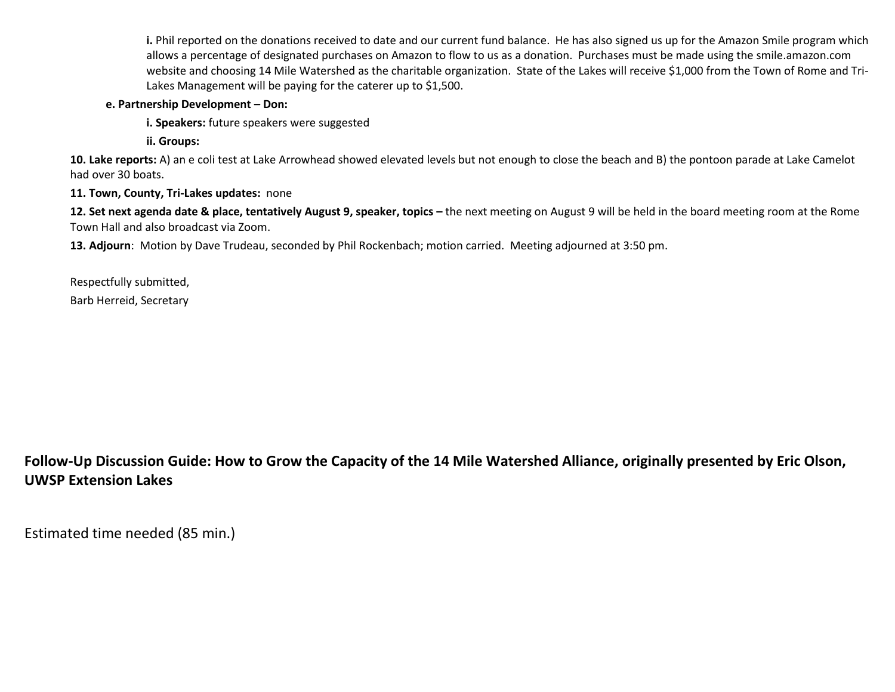**i.** Phil reported on the donations received to date and our current fund balance. He has also signed us up for the Amazon Smile program which allows a percentage of designated purchases on Amazon to flow to us as a donation. Purchases must be made using the smile.amazon.com website and choosing 14 Mile Watershed as the charitable organization. State of the Lakes will receive $1,000 from the Town of Rome and Tri-Lakes Management will be paying for the caterer up to $1,500.

**e. Partnership Development – Don:**

**i. Speakers:** future speakers were suggested

**ii. Groups:**

**10. Lake reports:** A) an e coli test at Lake Arrowhead showed elevated levels but not enough to close the beach and B) the pontoon parade at Lake Camelot had over 30 boats.

**11. Town, County, Tri-Lakes updates:** none

**12. Set next agenda date & place, tentatively August 9, speaker, topics –** the next meeting on August 9 will be held in the board meeting room at the Rome Town Hall and also broadcast via Zoom.

**13. Adjourn**: Motion by Dave Trudeau, seconded by Phil Rockenbach; motion carried. Meeting adjourned at 3:50 pm.

Respectfully submitted,
Barb Herreid, Secretary

## Follow-Up Discussion Guide: How to Grow the Capacity of the 14 Mile Watershed Alliance, originally presented by Eric Olson, UWSP Extension Lakes

Estimated time needed (85 min.)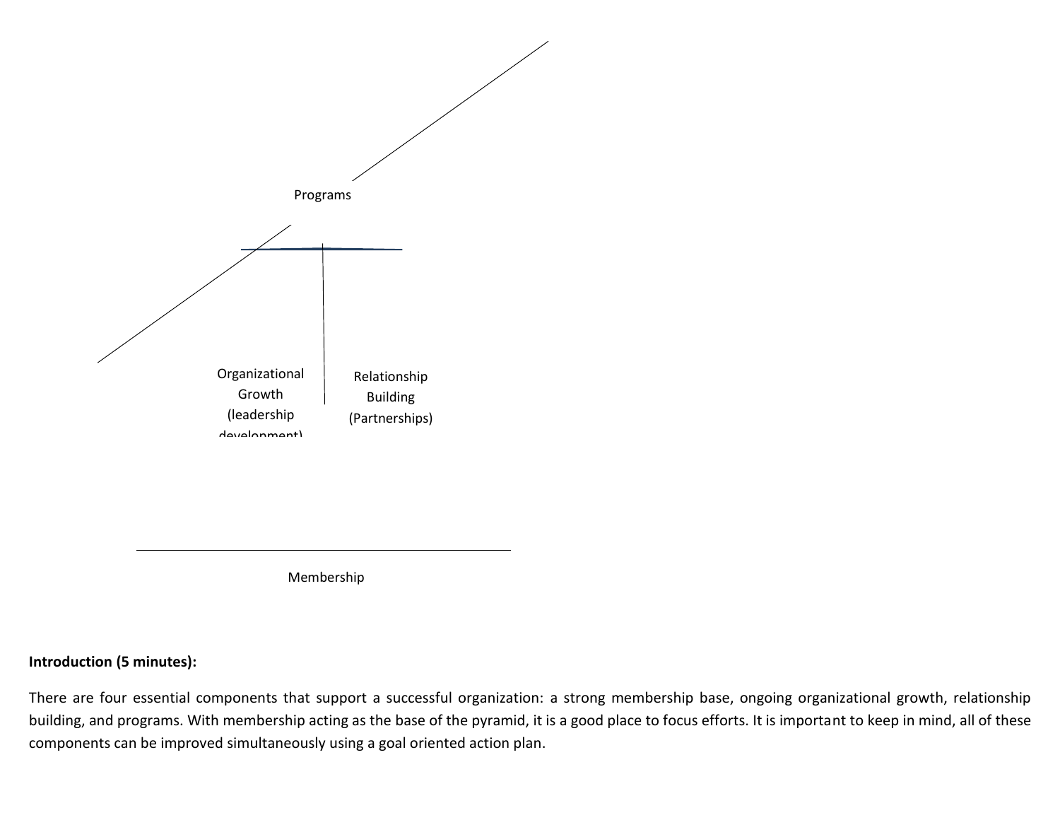Programs

Organizational Growth (leadership development)

Relationship Building (Partnerships)

Membership

**Introduction (5 minutes):**

There are four essential components that support a successful organization: a strong membership base, ongoing organizational growth, relationship building, and programs. With membership acting as the base of the pyramid, it is a good place to focus efforts. It is important to keep in mind, all of these components can be improved simultaneously using a goal oriented action plan.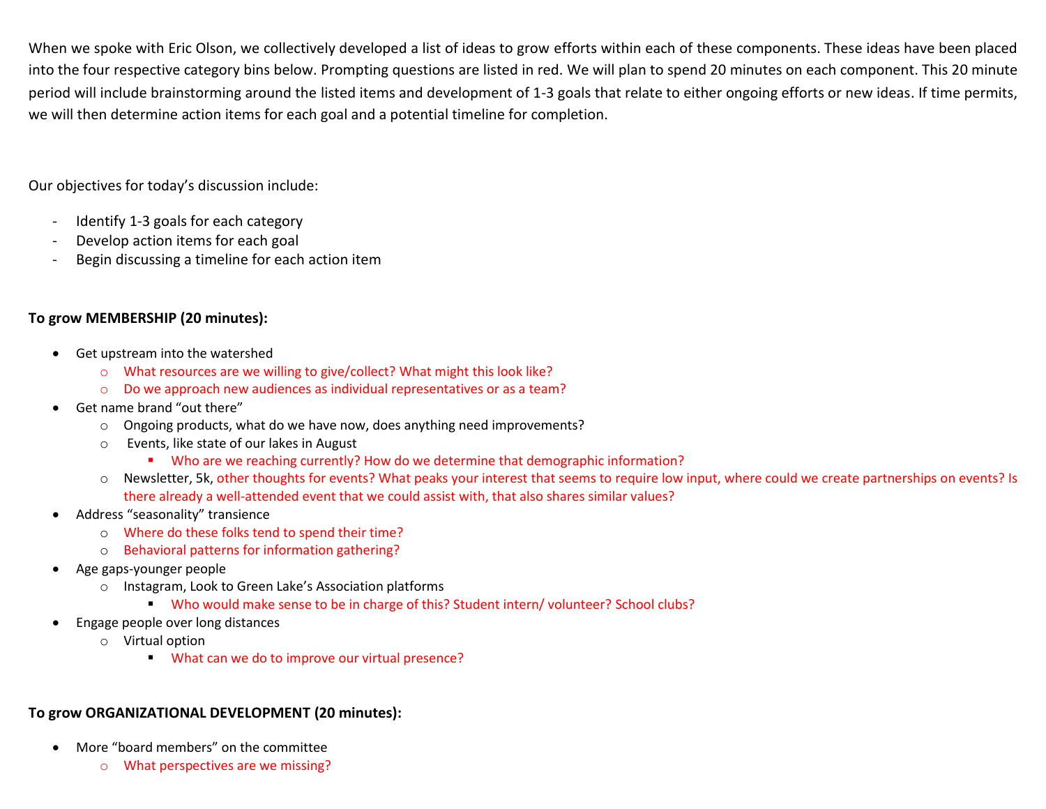When we spoke with Eric Olson, we collectively developed a list of ideas to grow efforts within each of these components. These ideas have been placed into the four respective category bins below. Prompting questions are listed in red. We will plan to spend 20 minutes on each component. This 20 minute period will include brainstorming around the listed items and development of 1-3 goals that relate to either ongoing efforts or new ideas. If time permits, we will then determine action items for each goal and a potential timeline for completion.

Our objectives for today's discussion include:

- Identify 1-3 goals for each category
- Develop action items for each goal
- Begin discussing a timeline for each action item

**To grow MEMBERSHIP (20 minutes):**

- Get upstream into the watershed
  - What resources are we willing to give/collect? What might this look like?
  - Do we approach new audiences as individual representatives or as a team?
- Get name brand "out there"
  - Ongoing products, what do we have now, does anything need improvements?
  - Events, like state of our lakes in August
    - Who are we reaching currently? How do we determine that demographic information?
  - Newsletter, 5k, other thoughts for events? What peaks your interest that seems to require low input, where could we create partnerships on events? Is there already a well-attended event that we could assist with, that also shares similar values?
- Address "seasonality" transience
  - Where do these folks tend to spend their time?
  - Behavioral patterns for information gathering?
- Age gaps-younger people
  - Instagram, Look to Green Lake's Association platforms
    - Who would make sense to be in charge of this? Student intern/ volunteer? School clubs?
- Engage people over long distances
  - Virtual option
    - What can we do to improve our virtual presence?

**To grow ORGANIZATIONAL DEVELOPMENT (20 minutes):**

- More "board members" on the committee
  - What perspectives are we missing?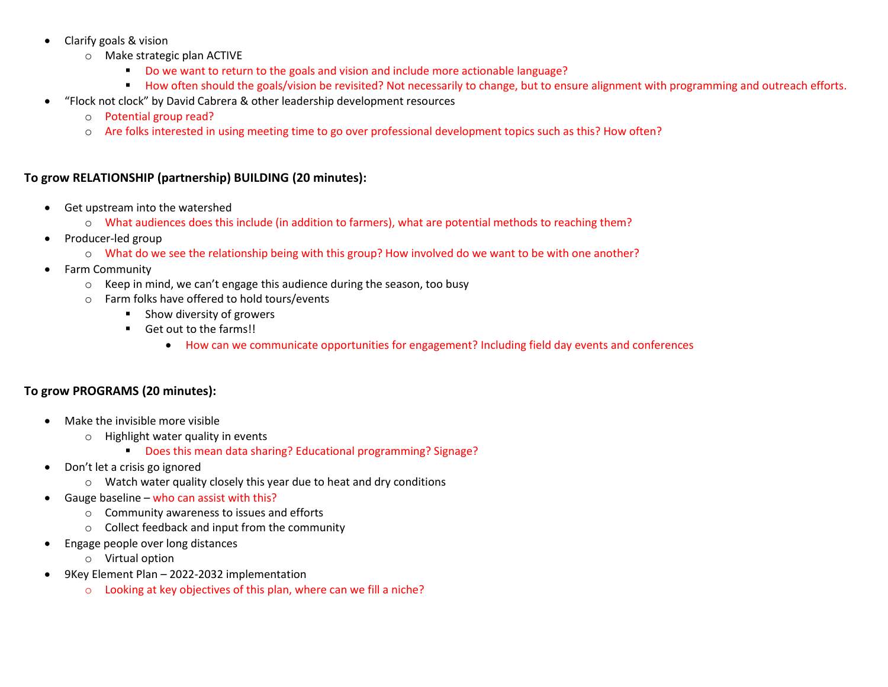- Clarify goals & vision
  - Make strategic plan ACTIVE
    - Do we want to return to the goals and vision and include more actionable language?
    - How often should the goals/vision be revisited? Not necessarily to change, but to ensure alignment with programming and outreach efforts.
- "Flock not clock" by David Cabrera & other leadership development resources
  - Potential group read?
  - Are folks interested in using meeting time to go over professional development topics such as this? How often?

**To grow RELATIONSHIP (partnership) BUILDING (20 minutes):**

- Get upstream into the watershed
  - What audiences does this include (in addition to farmers), what are potential methods to reaching them?
- Producer-led group
  - What do we see the relationship being with this group? How involved do we want to be with one another?
- Farm Community
  - Keep in mind, we can't engage this audience during the season, too busy
  - Farm folks have offered to hold tours/events
    - Show diversity of growers
    - Get out to the farms!!
      - How can we communicate opportunities for engagement? Including field day events and conferences

**To grow PROGRAMS (20 minutes):**

- Make the invisible more visible
  - Highlight water quality in events
    - Does this mean data sharing? Educational programming? Signage?
- Don't let a crisis go ignored
  - Watch water quality closely this year due to heat and dry conditions
- Gauge baseline – who can assist with this?
  - Community awareness to issues and efforts
  - Collect feedback and input from the community
- Engage people over long distances
  - Virtual option
- 9Key Element Plan – 2022-2032 implementation
  - Looking at key objectives of this plan, where can we fill a niche?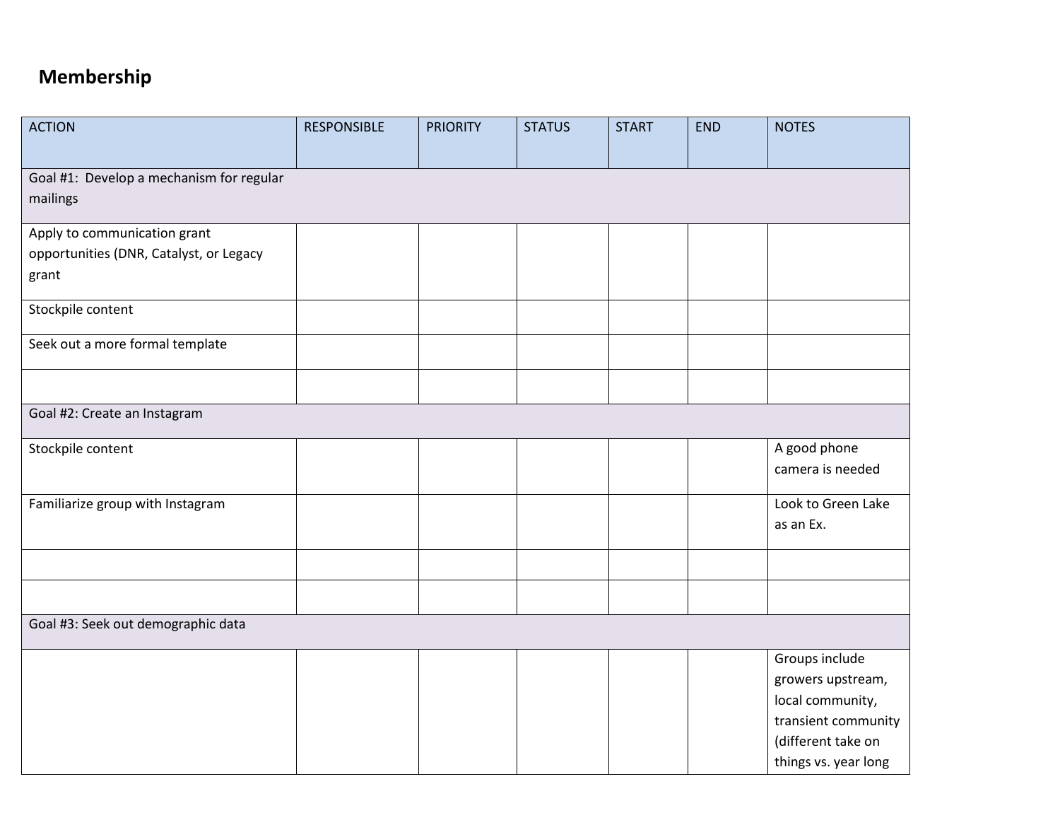## Membership

| ACTION | RESPONSIBLE | PRIORITY | STATUS | START | END | NOTES |
|---|---|---|---|---|---|---|
| Goal #1: Develop a mechanism for regular mailings | | | | | | |
| Apply to communication grant opportunities (DNR, Catalyst, or Legacy grant | | | | | | |
| Stockpile content | | | | | | |
| Seek out a more formal template | | | | | | |
| | | | | | | |
| Goal #2: Create an Instagram | | | | | | |
| Stockpile content | | | | | | A good phone camera is needed |
| Familiarize group with Instagram | | | | | | Look to Green Lake as an Ex. |
| | | | | | | |
| | | | | | | |
| Goal #3: Seek out demographic data | | | | | | |
| | | | | | | Groups include growers upstream, local community, transient community (different take on things vs. year long |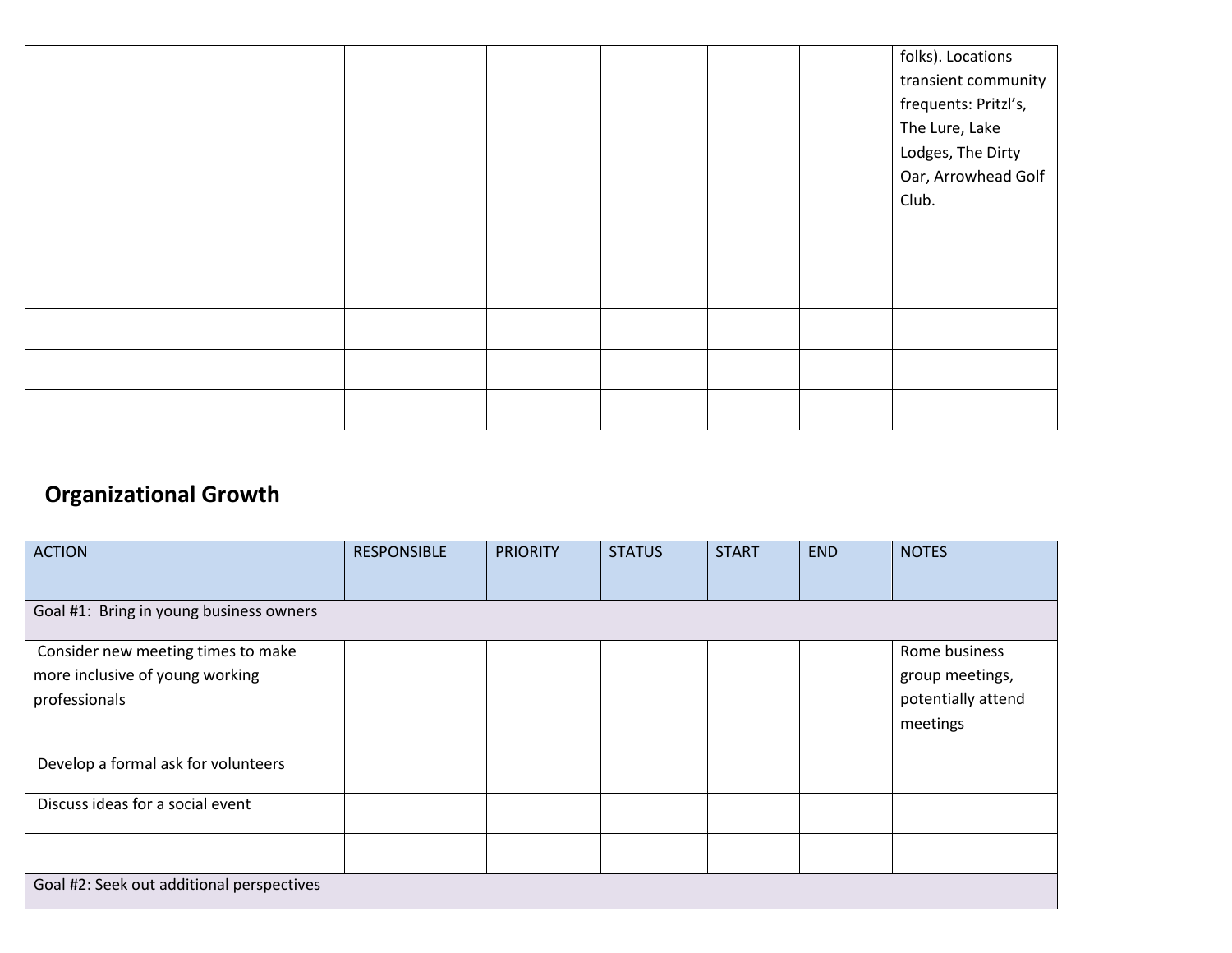|  |  |  |  |  |  | folks). Locations transient community frequents: Pritzl's, The Lure, Lake Lodges, The Dirty Oar, Arrowhead Golf Club. |
| --- | --- | --- | --- | --- | --- | --- |
|  |  |  |  |  |  |  |
|  |  |  |  |  |  |  |
|  |  |  |  |  |  |  |

## Organizational Growth

| ACTION | RESPONSIBLE | PRIORITY | STATUS | START | END | NOTES |
| --- | --- | --- | --- | --- | --- | --- |
| Goal #1: Bring in young business owners |  |  |  |  |  |  |
| Consider new meeting times to make more inclusive of young working professionals |  |  |  |  |  | Rome business group meetings, potentially attend meetings |
| Develop a formal ask for volunteers |  |  |  |  |  |  |
| Discuss ideas for a social event |  |  |  |  |  |  |
|  |  |  |  |  |  |  |
| Goal #2: Seek out additional perspectives |  |  |  |  |  |  |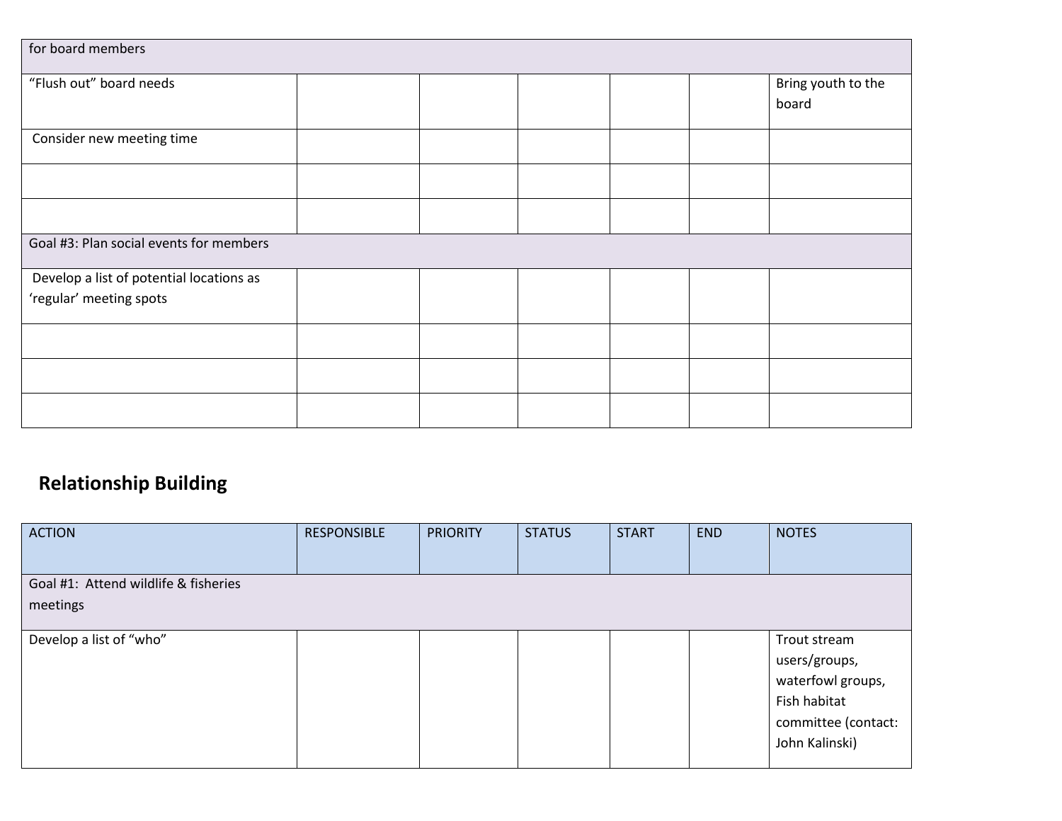| | | | | | | |
|---|---|---|---|---|---|---|
| for board members | | | | | | |
| "Flush out" board needs | | | | | | Bring youth to the board |
| Consider new meeting time | | | | | | |
| | | | | | | |
| | | | | | | |
| Goal #3: Plan social events for members | | | | | | |
| Develop a list of potential locations as 'regular' meeting spots | | | | | | |
| | | | | | | |
| | | | | | | |
| | | | | | | |

## Relationship Building

| ACTION | RESPONSIBLE | PRIORITY | STATUS | START | END | NOTES |
|---|---|---|---|---|---|---|
| Goal #1: Attend wildlife & fisheries meetings | | | | | | |
| Develop a list of "who" | | | | | | Trout stream users/groups, waterfowl groups, Fish habitat committee (contact: John Kalinski) |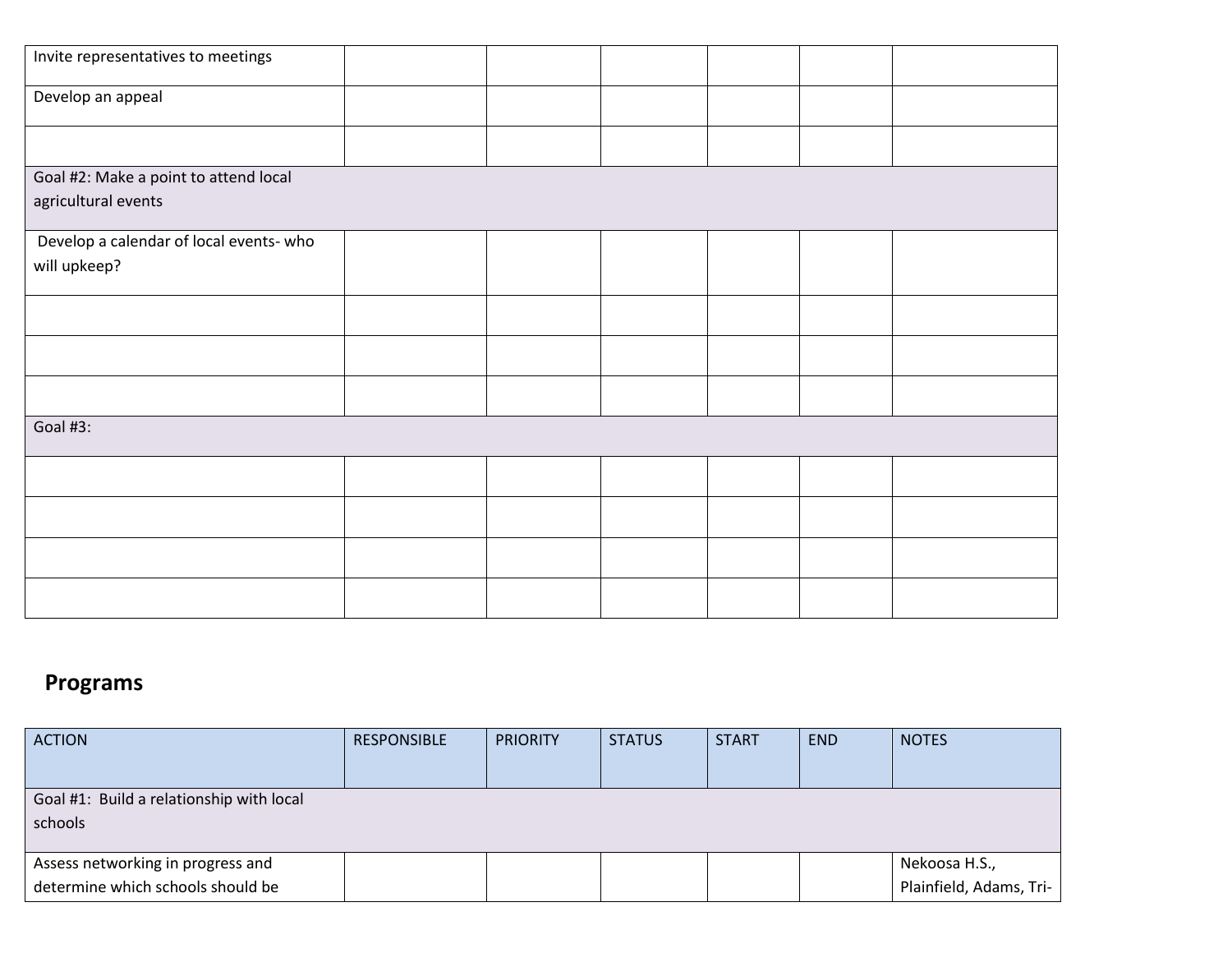| | | | | | | |
|---|---|---|---|---|---|---|
| Invite representatives to meetings | | | | | | |
| Develop an appeal | | | | | | |
| | | | | | | |
| Goal #2: Make a point to attend local agricultural events | | | | | | |
| Develop a calendar of local events- who will upkeep? | | | | | | |
| | | | | | | |
| | | | | | | |
| | | | | | | |
| Goal #3: | | | | | | |
| | | | | | | |
| | | | | | | |
| | | | | | | |
| | | | | | | |

## Programs

| ACTION | RESPONSIBLE | PRIORITY | STATUS | START | END | NOTES |
|---|---|---|---|---|---|---|
| Goal #1: Build a relationship with local schools | | | | | | |
| Assess networking in progress and determine which schools should be | | | | | | Nekoosa H.S., Plainfield, Adams, Tri- |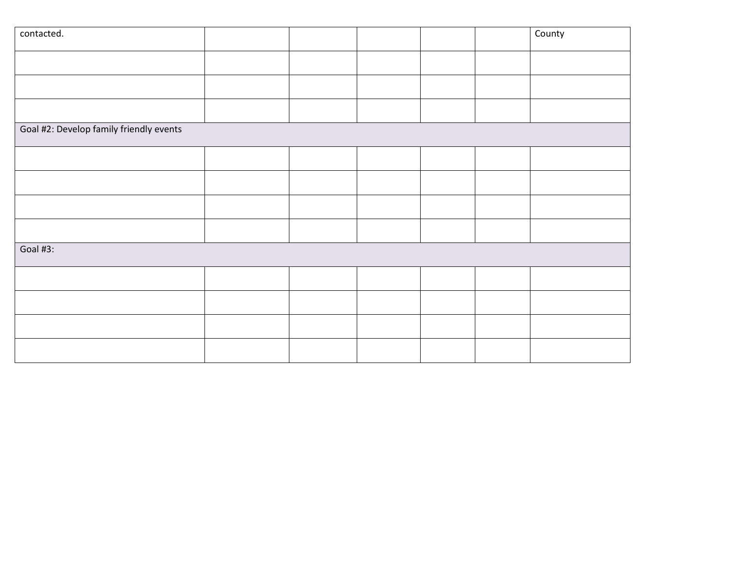| | | | | | | |
|---|---|---|---|---|---|---|
| contacted. | | | | | | County |
| | | | | | | |
| | | | | | | |
| | | | | | | |
| Goal #2: Develop family friendly events | | | | | | |
| | | | | | | |
| | | | | | | |
| | | | | | | |
| | | | | | | |
| Goal #3: | | | | | | |
| | | | | | | |
| | | | | | | |
| | | | | | | |
| | | | | | | |